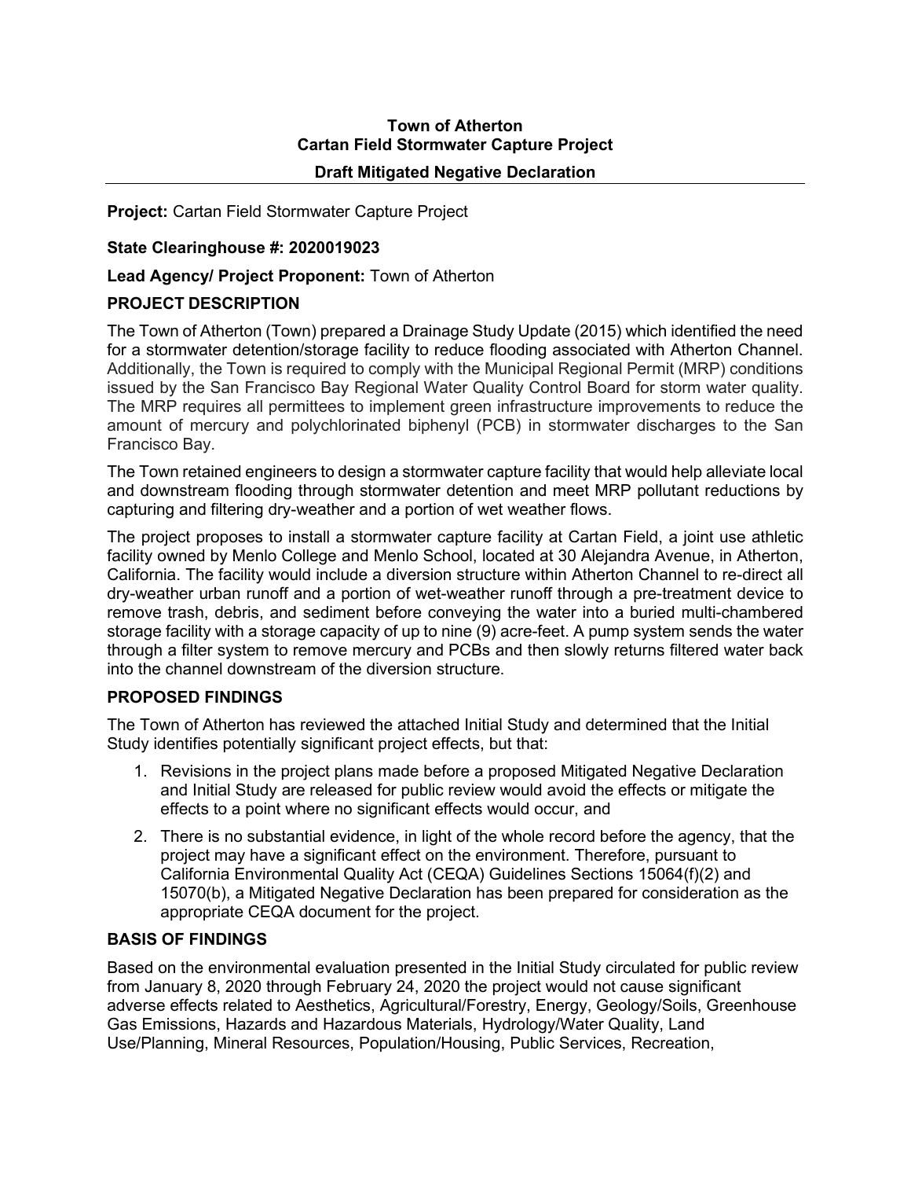# Town of Atherton
## Cartan Field Stormwater Capture Project
### Draft Mitigated Negative Declaration

**Project:** Cartan Field Stormwater Capture Project

**State Clearinghouse #: 2020019023**

**Lead Agency/ Project Proponent:** Town of Atherton

### PROJECT DESCRIPTION

The Town of Atherton (Town) prepared a Drainage Study Update (2015) which identified the need for a stormwater detention/storage facility to reduce flooding associated with Atherton Channel. Additionally, the Town is required to comply with the Municipal Regional Permit (MRP) conditions issued by the San Francisco Bay Regional Water Quality Control Board for storm water quality. The MRP requires all permittees to implement green infrastructure improvements to reduce the amount of mercury and polychlorinated biphenyl (PCB) in stormwater discharges to the San Francisco Bay.

The Town retained engineers to design a stormwater capture facility that would help alleviate local and downstream flooding through stormwater detention and meet MRP pollutant reductions by capturing and filtering dry-weather and a portion of wet weather flows.

The project proposes to install a stormwater capture facility at Cartan Field, a joint use athletic facility owned by Menlo College and Menlo School, located at 30 Alejandra Avenue, in Atherton, California. The facility would include a diversion structure within Atherton Channel to re-direct all dry-weather urban runoff and a portion of wet-weather runoff through a pre-treatment device to remove trash, debris, and sediment before conveying the water into a buried multi-chambered storage facility with a storage capacity of up to nine (9) acre-feet. A pump system sends the water through a filter system to remove mercury and PCBs and then slowly returns filtered water back into the channel downstream of the diversion structure.

### PROPOSED FINDINGS

The Town of Atherton has reviewed the attached Initial Study and determined that the Initial Study identifies potentially significant project effects, but that:

1. Revisions in the project plans made before a proposed Mitigated Negative Declaration and Initial Study are released for public review would avoid the effects or mitigate the effects to a point where no significant effects would occur, and
2. There is no substantial evidence, in light of the whole record before the agency, that the project may have a significant effect on the environment. Therefore, pursuant to California Environmental Quality Act (CEQA) Guidelines Sections 15064(f)(2) and 15070(b), a Mitigated Negative Declaration has been prepared for consideration as the appropriate CEQA document for the project.

### BASIS OF FINDINGS

Based on the environmental evaluation presented in the Initial Study circulated for public review from January 8, 2020 through February 24, 2020 the project would not cause significant adverse effects related to Aesthetics, Agricultural/Forestry, Energy, Geology/Soils, Greenhouse Gas Emissions, Hazards and Hazardous Materials, Hydrology/Water Quality, Land Use/Planning, Mineral Resources, Population/Housing, Public Services, Recreation,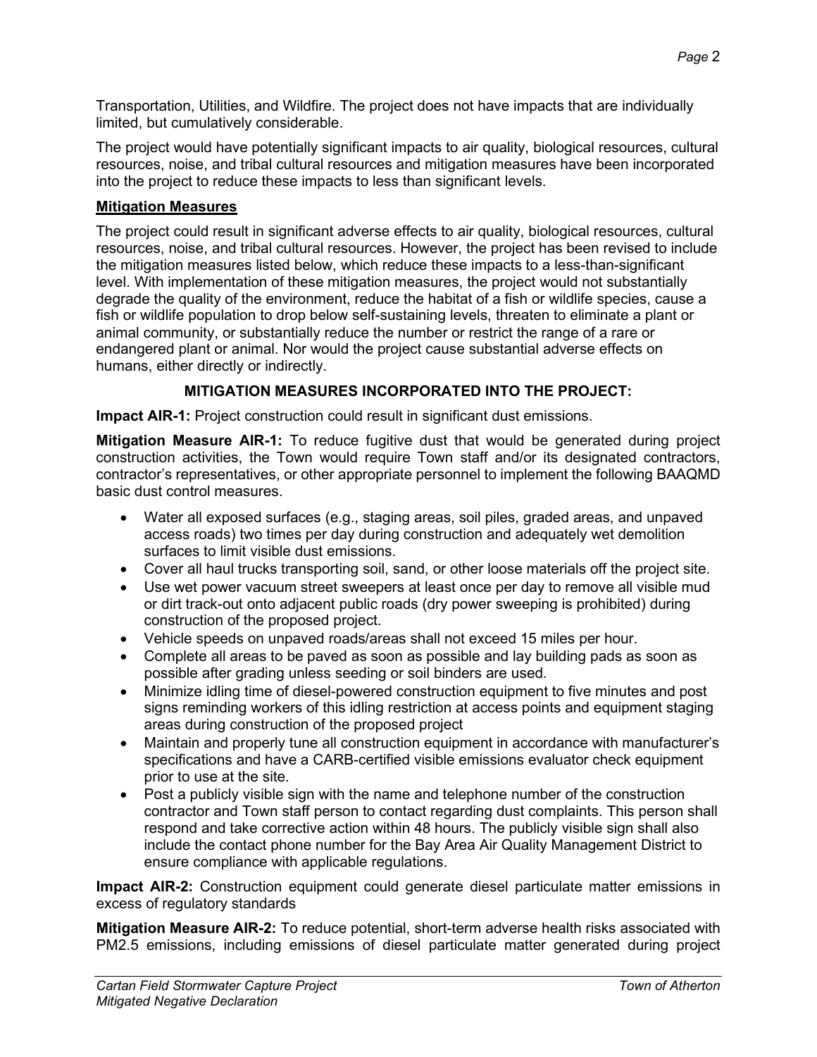Transportation, Utilities, and Wildfire. The project does not have impacts that are individually limited, but cumulatively considerable.

The project would have potentially significant impacts to air quality, biological resources, cultural resources, noise, and tribal cultural resources and mitigation measures have been incorporated into the project to reduce these impacts to less than significant levels.

## Mitigation Measures

The project could result in significant adverse effects to air quality, biological resources, cultural resources, noise, and tribal cultural resources. However, the project has been revised to include the mitigation measures listed below, which reduce these impacts to a less-than-significant level. With implementation of these mitigation measures, the project would not substantially degrade the quality of the environment, reduce the habitat of a fish or wildlife species, cause a fish or wildlife population to drop below self-sustaining levels, threaten to eliminate a plant or animal community, or substantially reduce the number or restrict the range of a rare or endangered plant or animal. Nor would the project cause substantial adverse effects on humans, either directly or indirectly.

### MITIGATION MEASURES INCORPORATED INTO THE PROJECT:

**Impact AIR-1:** Project construction could result in significant dust emissions.

**Mitigation Measure AIR-1:** To reduce fugitive dust that would be generated during project construction activities, the Town would require Town staff and/or its designated contractors, contractor's representatives, or other appropriate personnel to implement the following BAAQMD basic dust control measures.

- Water all exposed surfaces (e.g., staging areas, soil piles, graded areas, and unpaved access roads) two times per day during construction and adequately wet demolition surfaces to limit visible dust emissions.
- Cover all haul trucks transporting soil, sand, or other loose materials off the project site.
- Use wet power vacuum street sweepers at least once per day to remove all visible mud or dirt track-out onto adjacent public roads (dry power sweeping is prohibited) during construction of the proposed project.
- Vehicle speeds on unpaved roads/areas shall not exceed 15 miles per hour.
- Complete all areas to be paved as soon as possible and lay building pads as soon as possible after grading unless seeding or soil binders are used.
- Minimize idling time of diesel-powered construction equipment to five minutes and post signs reminding workers of this idling restriction at access points and equipment staging areas during construction of the proposed project
- Maintain and properly tune all construction equipment in accordance with manufacturer's specifications and have a CARB-certified visible emissions evaluator check equipment prior to use at the site.
- Post a publicly visible sign with the name and telephone number of the construction contractor and Town staff person to contact regarding dust complaints. This person shall respond and take corrective action within 48 hours. The publicly visible sign shall also include the contact phone number for the Bay Area Air Quality Management District to ensure compliance with applicable regulations.

**Impact AIR-2:** Construction equipment could generate diesel particulate matter emissions in excess of regulatory standards

**Mitigation Measure AIR-2:** To reduce potential, short-term adverse health risks associated with PM2.5 emissions, including emissions of diesel particulate matter generated during project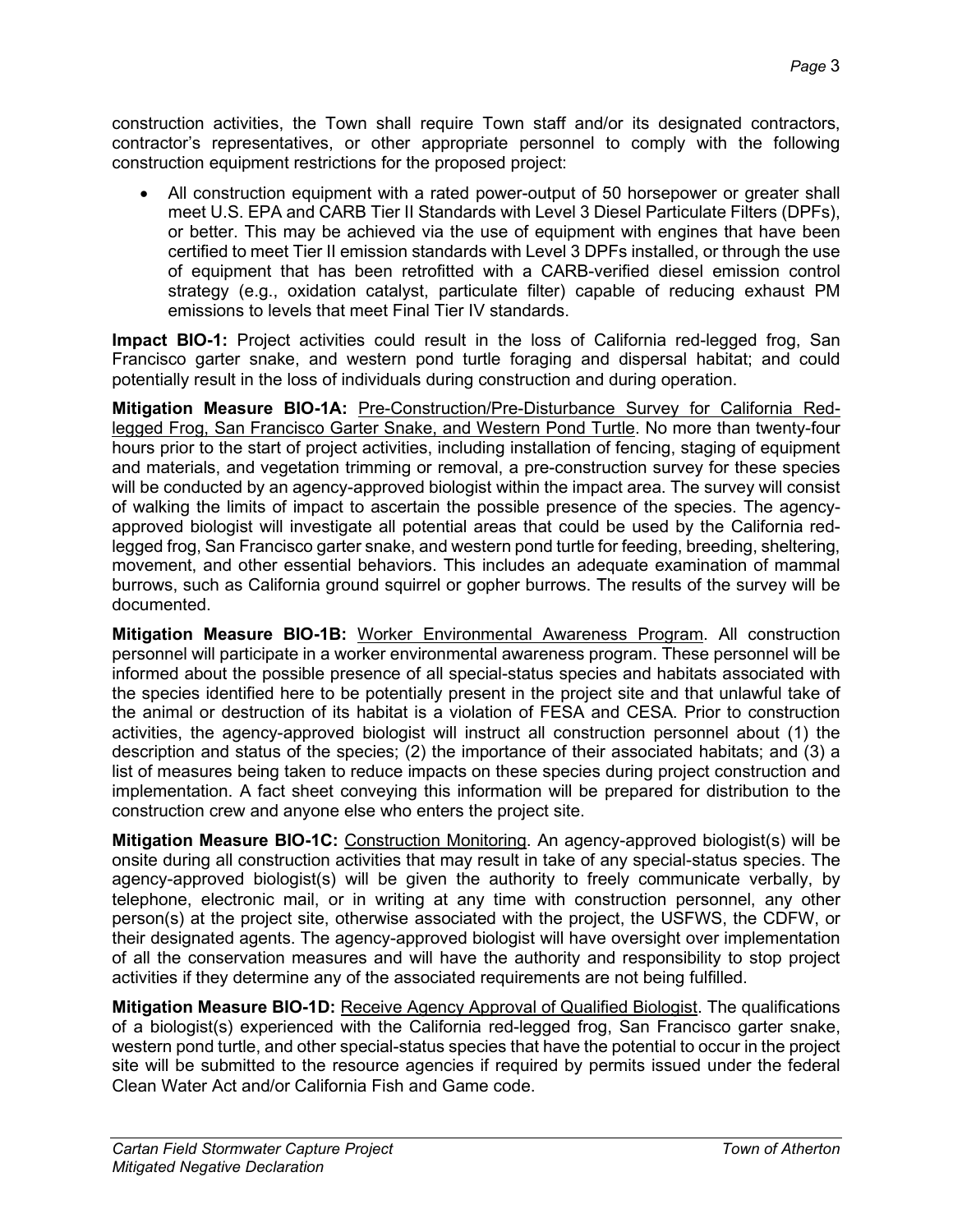construction activities, the Town shall require Town staff and/or its designated contractors, contractor's representatives, or other appropriate personnel to comply with the following construction equipment restrictions for the proposed project:

- All construction equipment with a rated power-output of 50 horsepower or greater shall meet U.S. EPA and CARB Tier II Standards with Level 3 Diesel Particulate Filters (DPFs), or better. This may be achieved via the use of equipment with engines that have been certified to meet Tier II emission standards with Level 3 DPFs installed, or through the use of equipment that has been retrofitted with a CARB-verified diesel emission control strategy (e.g., oxidation catalyst, particulate filter) capable of reducing exhaust PM emissions to levels that meet Final Tier IV standards.

**Impact BIO-1:** Project activities could result in the loss of California red-legged frog, San Francisco garter snake, and western pond turtle foraging and dispersal habitat; and could potentially result in the loss of individuals during construction and during operation.

**Mitigation Measure BIO-1A:** Pre-Construction/Pre-Disturbance Survey for California Red-legged Frog, San Francisco Garter Snake, and Western Pond Turtle. No more than twenty-four hours prior to the start of project activities, including installation of fencing, staging of equipment and materials, and vegetation trimming or removal, a pre-construction survey for these species will be conducted by an agency-approved biologist within the impact area. The survey will consist of walking the limits of impact to ascertain the possible presence of the species. The agency-approved biologist will investigate all potential areas that could be used by the California red-legged frog, San Francisco garter snake, and western pond turtle for feeding, breeding, sheltering, movement, and other essential behaviors. This includes an adequate examination of mammal burrows, such as California ground squirrel or gopher burrows. The results of the survey will be documented.

**Mitigation Measure BIO-1B:** Worker Environmental Awareness Program. All construction personnel will participate in a worker environmental awareness program. These personnel will be informed about the possible presence of all special-status species and habitats associated with the species identified here to be potentially present in the project site and that unlawful take of the animal or destruction of its habitat is a violation of FESA and CESA. Prior to construction activities, the agency-approved biologist will instruct all construction personnel about (1) the description and status of the species; (2) the importance of their associated habitats; and (3) a list of measures being taken to reduce impacts on these species during project construction and implementation. A fact sheet conveying this information will be prepared for distribution to the construction crew and anyone else who enters the project site.

**Mitigation Measure BIO-1C:** Construction Monitoring. An agency-approved biologist(s) will be onsite during all construction activities that may result in take of any special-status species. The agency-approved biologist(s) will be given the authority to freely communicate verbally, by telephone, electronic mail, or in writing at any time with construction personnel, any other person(s) at the project site, otherwise associated with the project, the USFWS, the CDFW, or their designated agents. The agency-approved biologist will have oversight over implementation of all the conservation measures and will have the authority and responsibility to stop project activities if they determine any of the associated requirements are not being fulfilled.

**Mitigation Measure BIO-1D:** Receive Agency Approval of Qualified Biologist. The qualifications of a biologist(s) experienced with the California red-legged frog, San Francisco garter snake, western pond turtle, and other special-status species that have the potential to occur in the project site will be submitted to the resource agencies if required by permits issued under the federal Clean Water Act and/or California Fish and Game code.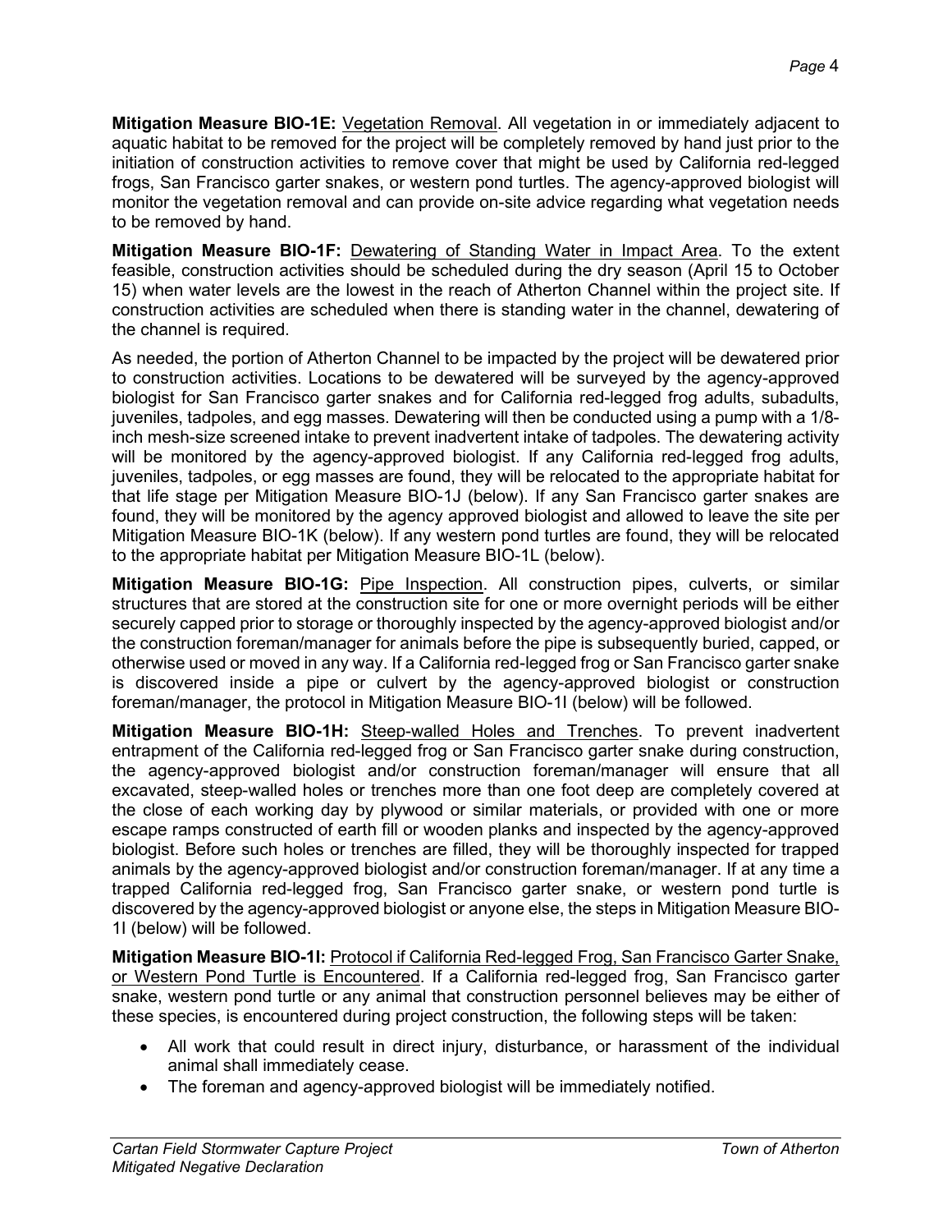**Mitigation Measure BIO-1E:** Vegetation Removal. All vegetation in or immediately adjacent to aquatic habitat to be removed for the project will be completely removed by hand just prior to the initiation of construction activities to remove cover that might be used by California red-legged frogs, San Francisco garter snakes, or western pond turtles. The agency-approved biologist will monitor the vegetation removal and can provide on-site advice regarding what vegetation needs to be removed by hand.

**Mitigation Measure BIO-1F:** Dewatering of Standing Water in Impact Area. To the extent feasible, construction activities should be scheduled during the dry season (April 15 to October 15) when water levels are the lowest in the reach of Atherton Channel within the project site. If construction activities are scheduled when there is standing water in the channel, dewatering of the channel is required.

As needed, the portion of Atherton Channel to be impacted by the project will be dewatered prior to construction activities. Locations to be dewatered will be surveyed by the agency-approved biologist for San Francisco garter snakes and for California red-legged frog adults, subadults, juveniles, tadpoles, and egg masses. Dewatering will then be conducted using a pump with a 1/8-inch mesh-size screened intake to prevent inadvertent intake of tadpoles. The dewatering activity will be monitored by the agency-approved biologist. If any California red-legged frog adults, juveniles, tadpoles, or egg masses are found, they will be relocated to the appropriate habitat for that life stage per Mitigation Measure BIO-1J (below). If any San Francisco garter snakes are found, they will be monitored by the agency approved biologist and allowed to leave the site per Mitigation Measure BIO-1K (below). If any western pond turtles are found, they will be relocated to the appropriate habitat per Mitigation Measure BIO-1L (below).

**Mitigation Measure BIO-1G:** Pipe Inspection. All construction pipes, culverts, or similar structures that are stored at the construction site for one or more overnight periods will be either securely capped prior to storage or thoroughly inspected by the agency-approved biologist and/or the construction foreman/manager for animals before the pipe is subsequently buried, capped, or otherwise used or moved in any way. If a California red-legged frog or San Francisco garter snake is discovered inside a pipe or culvert by the agency-approved biologist or construction foreman/manager, the protocol in Mitigation Measure BIO-1I (below) will be followed.

**Mitigation Measure BIO-1H:** Steep-walled Holes and Trenches. To prevent inadvertent entrapment of the California red-legged frog or San Francisco garter snake during construction, the agency-approved biologist and/or construction foreman/manager will ensure that all excavated, steep-walled holes or trenches more than one foot deep are completely covered at the close of each working day by plywood or similar materials, or provided with one or more escape ramps constructed of earth fill or wooden planks and inspected by the agency-approved biologist. Before such holes or trenches are filled, they will be thoroughly inspected for trapped animals by the agency-approved biologist and/or construction foreman/manager. If at any time a trapped California red-legged frog, San Francisco garter snake, or western pond turtle is discovered by the agency-approved biologist or anyone else, the steps in Mitigation Measure BIO-1I (below) will be followed.

**Mitigation Measure BIO-1I:** Protocol if California Red-legged Frog, San Francisco Garter Snake, or Western Pond Turtle is Encountered. If a California red-legged frog, San Francisco garter snake, western pond turtle or any animal that construction personnel believes may be either of these species, is encountered during project construction, the following steps will be taken:

- All work that could result in direct injury, disturbance, or harassment of the individual animal shall immediately cease.
- The foreman and agency-approved biologist will be immediately notified.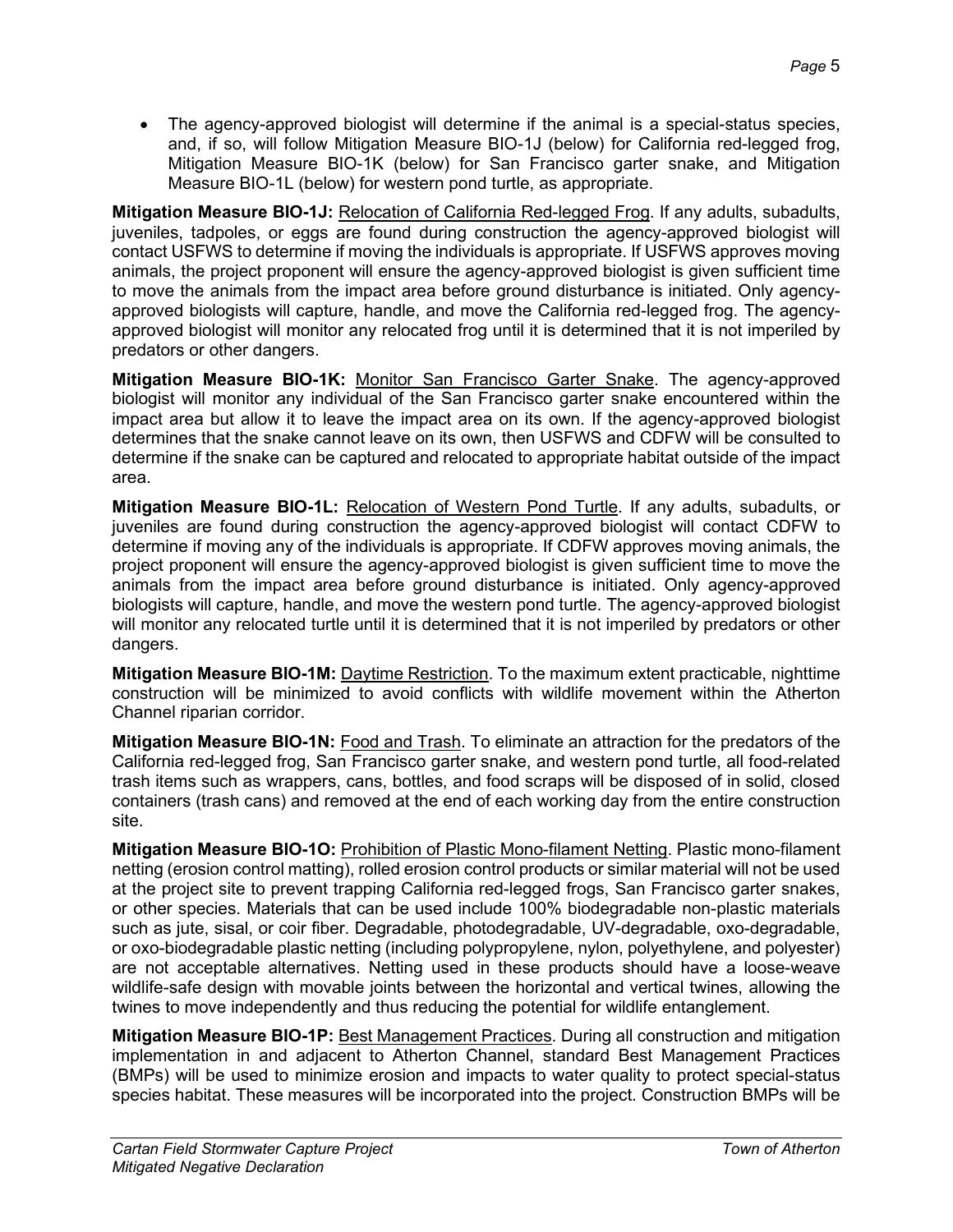- The agency-approved biologist will determine if the animal is a special-status species, and, if so, will follow Mitigation Measure BIO-1J (below) for California red-legged frog, Mitigation Measure BIO-1K (below) for San Francisco garter snake, and Mitigation Measure BIO-1L (below) for western pond turtle, as appropriate.

**Mitigation Measure BIO-1J:** Relocation of California Red-legged Frog. If any adults, subadults, juveniles, tadpoles, or eggs are found during construction the agency-approved biologist will contact USFWS to determine if moving the individuals is appropriate. If USFWS approves moving animals, the project proponent will ensure the agency-approved biologist is given sufficient time to move the animals from the impact area before ground disturbance is initiated. Only agency-approved biologists will capture, handle, and move the California red-legged frog. The agency-approved biologist will monitor any relocated frog until it is determined that it is not imperiled by predators or other dangers.

**Mitigation Measure BIO-1K:** Monitor San Francisco Garter Snake. The agency-approved biologist will monitor any individual of the San Francisco garter snake encountered within the impact area but allow it to leave the impact area on its own. If the agency-approved biologist determines that the snake cannot leave on its own, then USFWS and CDFW will be consulted to determine if the snake can be captured and relocated to appropriate habitat outside of the impact area.

**Mitigation Measure BIO-1L:** Relocation of Western Pond Turtle. If any adults, subadults, or juveniles are found during construction the agency-approved biologist will contact CDFW to determine if moving any of the individuals is appropriate. If CDFW approves moving animals, the project proponent will ensure the agency-approved biologist is given sufficient time to move the animals from the impact area before ground disturbance is initiated. Only agency-approved biologists will capture, handle, and move the western pond turtle. The agency-approved biologist will monitor any relocated turtle until it is determined that it is not imperiled by predators or other dangers.

**Mitigation Measure BIO-1M:** Daytime Restriction. To the maximum extent practicable, nighttime construction will be minimized to avoid conflicts with wildlife movement within the Atherton Channel riparian corridor.

**Mitigation Measure BIO-1N:** Food and Trash. To eliminate an attraction for the predators of the California red-legged frog, San Francisco garter snake, and western pond turtle, all food-related trash items such as wrappers, cans, bottles, and food scraps will be disposed of in solid, closed containers (trash cans) and removed at the end of each working day from the entire construction site.

**Mitigation Measure BIO-1O:** Prohibition of Plastic Mono-filament Netting. Plastic mono-filament netting (erosion control matting), rolled erosion control products or similar material will not be used at the project site to prevent trapping California red-legged frogs, San Francisco garter snakes, or other species. Materials that can be used include 100% biodegradable non-plastic materials such as jute, sisal, or coir fiber. Degradable, photodegradable, UV-degradable, oxo-degradable, or oxo-biodegradable plastic netting (including polypropylene, nylon, polyethylene, and polyester) are not acceptable alternatives. Netting used in these products should have a loose-weave wildlife-safe design with movable joints between the horizontal and vertical twines, allowing the twines to move independently and thus reducing the potential for wildlife entanglement.

**Mitigation Measure BIO-1P:** Best Management Practices. During all construction and mitigation implementation in and adjacent to Atherton Channel, standard Best Management Practices (BMPs) will be used to minimize erosion and impacts to water quality to protect special-status species habitat. These measures will be incorporated into the project. Construction BMPs will be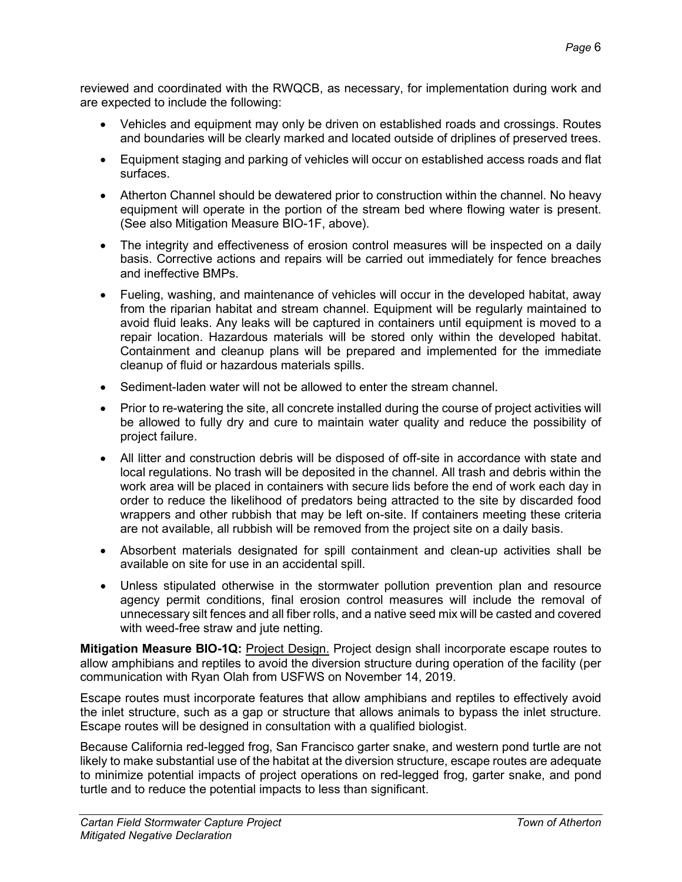reviewed and coordinated with the RWQCB, as necessary, for implementation during work and are expected to include the following:

- Vehicles and equipment may only be driven on established roads and crossings. Routes and boundaries will be clearly marked and located outside of driplines of preserved trees.
- Equipment staging and parking of vehicles will occur on established access roads and flat surfaces.
- Atherton Channel should be dewatered prior to construction within the channel. No heavy equipment will operate in the portion of the stream bed where flowing water is present. (See also Mitigation Measure BIO-1F, above).
- The integrity and effectiveness of erosion control measures will be inspected on a daily basis. Corrective actions and repairs will be carried out immediately for fence breaches and ineffective BMPs.
- Fueling, washing, and maintenance of vehicles will occur in the developed habitat, away from the riparian habitat and stream channel. Equipment will be regularly maintained to avoid fluid leaks. Any leaks will be captured in containers until equipment is moved to a repair location. Hazardous materials will be stored only within the developed habitat. Containment and cleanup plans will be prepared and implemented for the immediate cleanup of fluid or hazardous materials spills.
- Sediment-laden water will not be allowed to enter the stream channel.
- Prior to re-watering the site, all concrete installed during the course of project activities will be allowed to fully dry and cure to maintain water quality and reduce the possibility of project failure.
- All litter and construction debris will be disposed of off-site in accordance with state and local regulations. No trash will be deposited in the channel. All trash and debris within the work area will be placed in containers with secure lids before the end of work each day in order to reduce the likelihood of predators being attracted to the site by discarded food wrappers and other rubbish that may be left on-site. If containers meeting these criteria are not available, all rubbish will be removed from the project site on a daily basis.
- Absorbent materials designated for spill containment and clean-up activities shall be available on site for use in an accidental spill.
- Unless stipulated otherwise in the stormwater pollution prevention plan and resource agency permit conditions, final erosion control measures will include the removal of unnecessary silt fences and all fiber rolls, and a native seed mix will be casted and covered with weed-free straw and jute netting.

**Mitigation Measure BIO-1Q:** Project Design. Project design shall incorporate escape routes to allow amphibians and reptiles to avoid the diversion structure during operation of the facility (per communication with Ryan Olah from USFWS on November 14, 2019.

Escape routes must incorporate features that allow amphibians and reptiles to effectively avoid the inlet structure, such as a gap or structure that allows animals to bypass the inlet structure. Escape routes will be designed in consultation with a qualified biologist.

Because California red-legged frog, San Francisco garter snake, and western pond turtle are not likely to make substantial use of the habitat at the diversion structure, escape routes are adequate to minimize potential impacts of project operations on red-legged frog, garter snake, and pond turtle and to reduce the potential impacts to less than significant.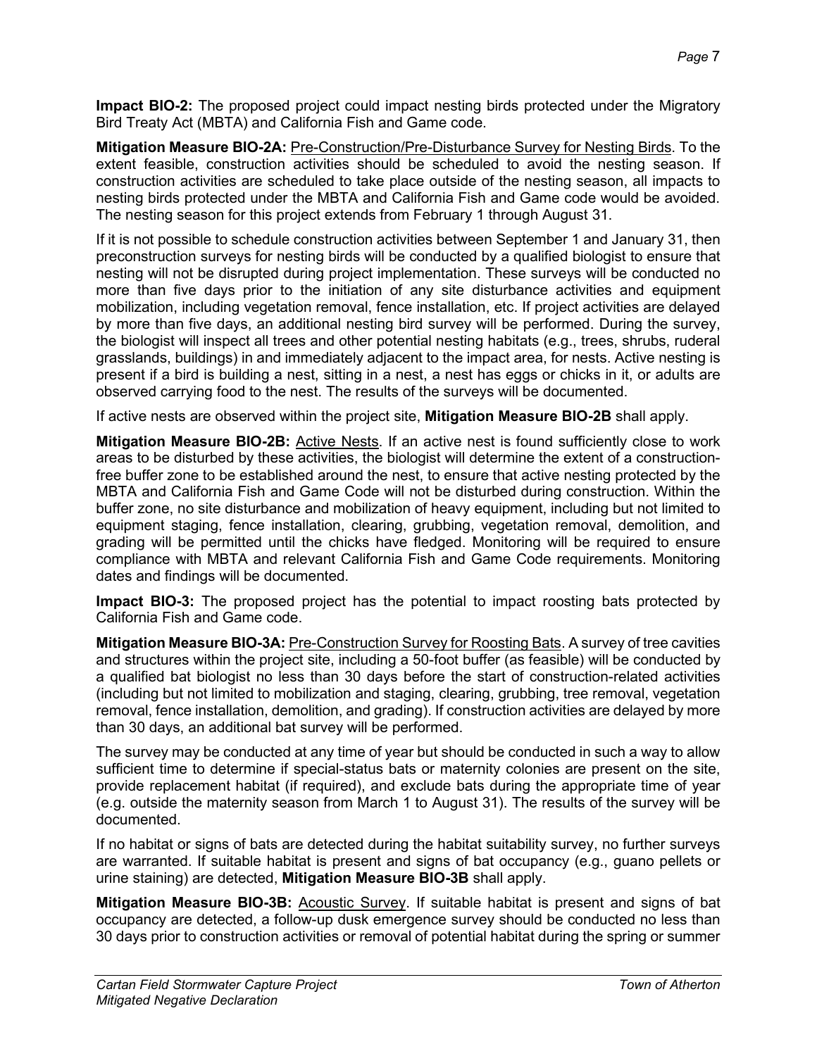**Impact BIO-2:** The proposed project could impact nesting birds protected under the Migratory Bird Treaty Act (MBTA) and California Fish and Game code.

**Mitigation Measure BIO-2A:** Pre-Construction/Pre-Disturbance Survey for Nesting Birds. To the extent feasible, construction activities should be scheduled to avoid the nesting season. If construction activities are scheduled to take place outside of the nesting season, all impacts to nesting birds protected under the MBTA and California Fish and Game code would be avoided. The nesting season for this project extends from February 1 through August 31.

If it is not possible to schedule construction activities between September 1 and January 31, then preconstruction surveys for nesting birds will be conducted by a qualified biologist to ensure that nesting will not be disrupted during project implementation. These surveys will be conducted no more than five days prior to the initiation of any site disturbance activities and equipment mobilization, including vegetation removal, fence installation, etc. If project activities are delayed by more than five days, an additional nesting bird survey will be performed. During the survey, the biologist will inspect all trees and other potential nesting habitats (e.g., trees, shrubs, ruderal grasslands, buildings) in and immediately adjacent to the impact area, for nests. Active nesting is present if a bird is building a nest, sitting in a nest, a nest has eggs or chicks in it, or adults are observed carrying food to the nest. The results of the surveys will be documented.

If active nests are observed within the project site, **Mitigation Measure BIO-2B** shall apply.

**Mitigation Measure BIO-2B:** Active Nests. If an active nest is found sufficiently close to work areas to be disturbed by these activities, the biologist will determine the extent of a construction-free buffer zone to be established around the nest, to ensure that active nesting protected by the MBTA and California Fish and Game Code will not be disturbed during construction. Within the buffer zone, no site disturbance and mobilization of heavy equipment, including but not limited to equipment staging, fence installation, clearing, grubbing, vegetation removal, demolition, and grading will be permitted until the chicks have fledged. Monitoring will be required to ensure compliance with MBTA and relevant California Fish and Game Code requirements. Monitoring dates and findings will be documented.

**Impact BIO-3:** The proposed project has the potential to impact roosting bats protected by California Fish and Game code.

**Mitigation Measure BIO-3A:** Pre-Construction Survey for Roosting Bats. A survey of tree cavities and structures within the project site, including a 50-foot buffer (as feasible) will be conducted by a qualified bat biologist no less than 30 days before the start of construction-related activities (including but not limited to mobilization and staging, clearing, grubbing, tree removal, vegetation removal, fence installation, demolition, and grading). If construction activities are delayed by more than 30 days, an additional bat survey will be performed.

The survey may be conducted at any time of year but should be conducted in such a way to allow sufficient time to determine if special-status bats or maternity colonies are present on the site, provide replacement habitat (if required), and exclude bats during the appropriate time of year (e.g. outside the maternity season from March 1 to August 31). The results of the survey will be documented.

If no habitat or signs of bats are detected during the habitat suitability survey, no further surveys are warranted. If suitable habitat is present and signs of bat occupancy (e.g., guano pellets or urine staining) are detected, **Mitigation Measure BIO-3B** shall apply.

**Mitigation Measure BIO-3B:** Acoustic Survey. If suitable habitat is present and signs of bat occupancy are detected, a follow-up dusk emergence survey should be conducted no less than 30 days prior to construction activities or removal of potential habitat during the spring or summer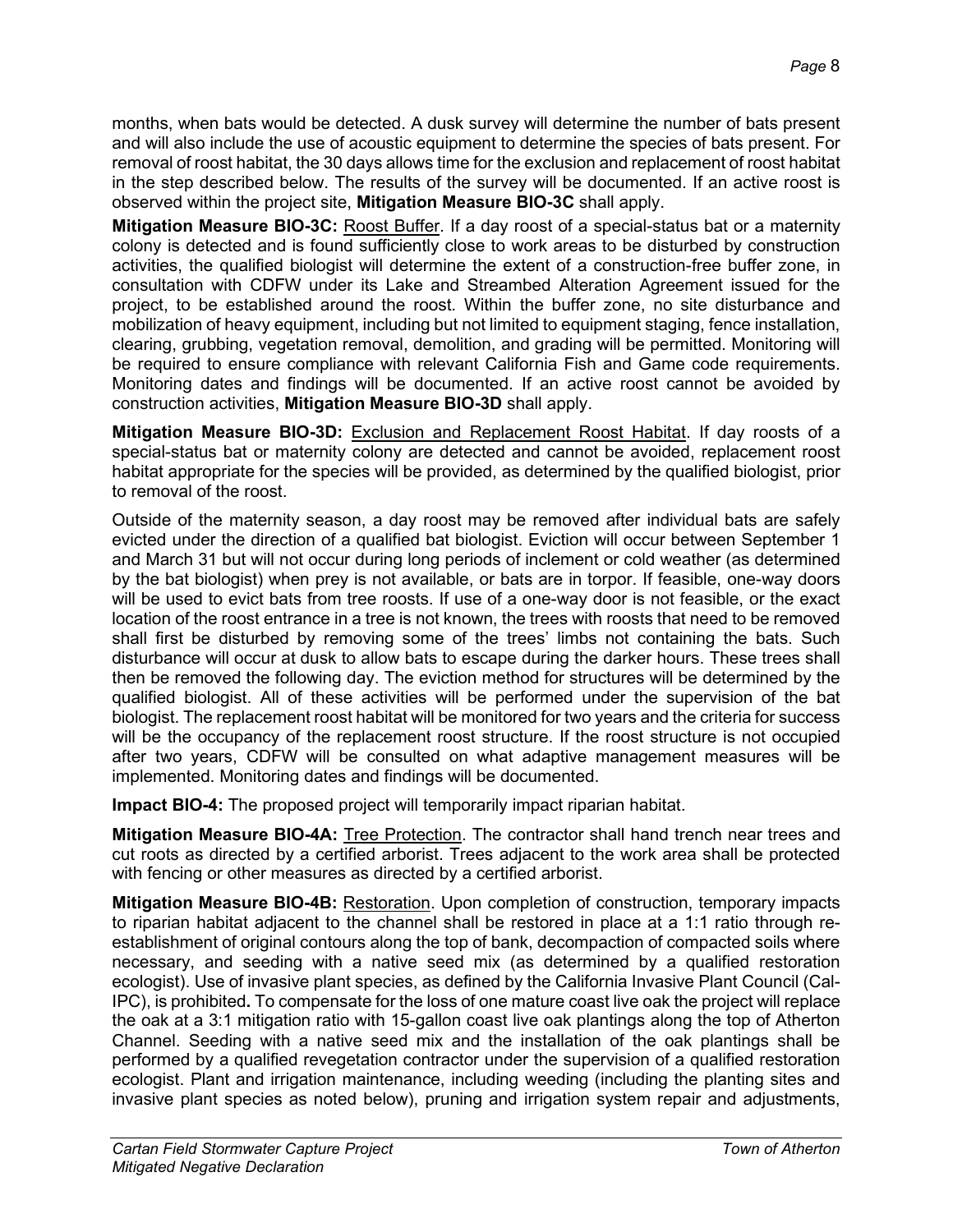months, when bats would be detected. A dusk survey will determine the number of bats present and will also include the use of acoustic equipment to determine the species of bats present. For removal of roost habitat, the 30 days allows time for the exclusion and replacement of roost habitat in the step described below. The results of the survey will be documented. If an active roost is observed within the project site, **Mitigation Measure BIO-3C** shall apply.

**Mitigation Measure BIO-3C:** Roost Buffer. If a day roost of a special-status bat or a maternity colony is detected and is found sufficiently close to work areas to be disturbed by construction activities, the qualified biologist will determine the extent of a construction-free buffer zone, in consultation with CDFW under its Lake and Streambed Alteration Agreement issued for the project, to be established around the roost. Within the buffer zone, no site disturbance and mobilization of heavy equipment, including but not limited to equipment staging, fence installation, clearing, grubbing, vegetation removal, demolition, and grading will be permitted. Monitoring will be required to ensure compliance with relevant California Fish and Game code requirements. Monitoring dates and findings will be documented. If an active roost cannot be avoided by construction activities, **Mitigation Measure BIO-3D** shall apply.

**Mitigation Measure BIO-3D:** Exclusion and Replacement Roost Habitat. If day roosts of a special-status bat or maternity colony are detected and cannot be avoided, replacement roost habitat appropriate for the species will be provided, as determined by the qualified biologist, prior to removal of the roost.

Outside of the maternity season, a day roost may be removed after individual bats are safely evicted under the direction of a qualified bat biologist. Eviction will occur between September 1 and March 31 but will not occur during long periods of inclement or cold weather (as determined by the bat biologist) when prey is not available, or bats are in torpor. If feasible, one-way doors will be used to evict bats from tree roosts. If use of a one-way door is not feasible, or the exact location of the roost entrance in a tree is not known, the trees with roosts that need to be removed shall first be disturbed by removing some of the trees' limbs not containing the bats. Such disturbance will occur at dusk to allow bats to escape during the darker hours. These trees shall then be removed the following day. The eviction method for structures will be determined by the qualified biologist. All of these activities will be performed under the supervision of the bat biologist. The replacement roost habitat will be monitored for two years and the criteria for success will be the occupancy of the replacement roost structure. If the roost structure is not occupied after two years, CDFW will be consulted on what adaptive management measures will be implemented. Monitoring dates and findings will be documented.

**Impact BIO-4:** The proposed project will temporarily impact riparian habitat.

**Mitigation Measure BIO-4A:** Tree Protection. The contractor shall hand trench near trees and cut roots as directed by a certified arborist. Trees adjacent to the work area shall be protected with fencing or other measures as directed by a certified arborist.

**Mitigation Measure BIO-4B:** Restoration. Upon completion of construction, temporary impacts to riparian habitat adjacent to the channel shall be restored in place at a 1:1 ratio through re-establishment of original contours along the top of bank, decompaction of compacted soils where necessary, and seeding with a native seed mix (as determined by a qualified restoration ecologist). Use of invasive plant species, as defined by the California Invasive Plant Council (Cal-IPC), is prohibited**.** To compensate for the loss of one mature coast live oak the project will replace the oak at a 3:1 mitigation ratio with 15-gallon coast live oak plantings along the top of Atherton Channel. Seeding with a native seed mix and the installation of the oak plantings shall be performed by a qualified revegetation contractor under the supervision of a qualified restoration ecologist. Plant and irrigation maintenance, including weeding (including the planting sites and invasive plant species as noted below), pruning and irrigation system repair and adjustments,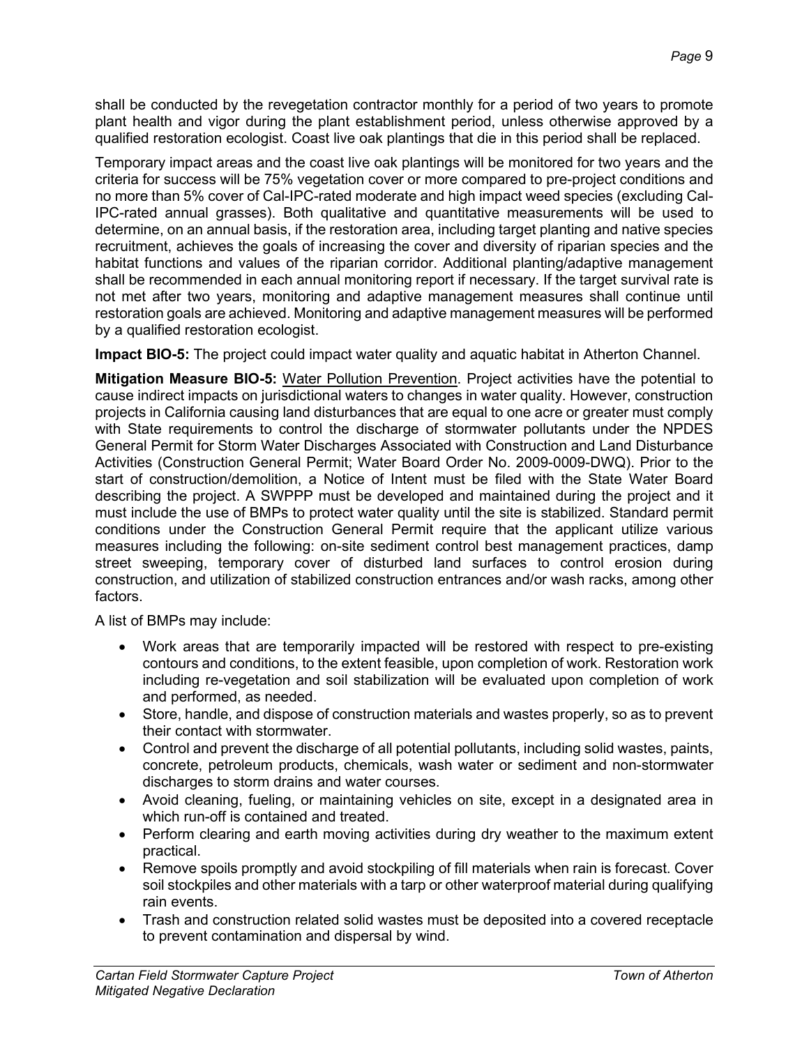shall be conducted by the revegetation contractor monthly for a period of two years to promote plant health and vigor during the plant establishment period, unless otherwise approved by a qualified restoration ecologist. Coast live oak plantings that die in this period shall be replaced.

Temporary impact areas and the coast live oak plantings will be monitored for two years and the criteria for success will be 75% vegetation cover or more compared to pre-project conditions and no more than 5% cover of Cal-IPC-rated moderate and high impact weed species (excluding Cal-IPC-rated annual grasses). Both qualitative and quantitative measurements will be used to determine, on an annual basis, if the restoration area, including target planting and native species recruitment, achieves the goals of increasing the cover and diversity of riparian species and the habitat functions and values of the riparian corridor. Additional planting/adaptive management shall be recommended in each annual monitoring report if necessary. If the target survival rate is not met after two years, monitoring and adaptive management measures shall continue until restoration goals are achieved. Monitoring and adaptive management measures will be performed by a qualified restoration ecologist.

**Impact BIO-5:** The project could impact water quality and aquatic habitat in Atherton Channel.

**Mitigation Measure BIO-5:** Water Pollution Prevention. Project activities have the potential to cause indirect impacts on jurisdictional waters to changes in water quality. However, construction projects in California causing land disturbances that are equal to one acre or greater must comply with State requirements to control the discharge of stormwater pollutants under the NPDES General Permit for Storm Water Discharges Associated with Construction and Land Disturbance Activities (Construction General Permit; Water Board Order No. 2009-0009-DWQ). Prior to the start of construction/demolition, a Notice of Intent must be filed with the State Water Board describing the project. A SWPPP must be developed and maintained during the project and it must include the use of BMPs to protect water quality until the site is stabilized. Standard permit conditions under the Construction General Permit require that the applicant utilize various measures including the following: on-site sediment control best management practices, damp street sweeping, temporary cover of disturbed land surfaces to control erosion during construction, and utilization of stabilized construction entrances and/or wash racks, among other factors.

A list of BMPs may include:

- Work areas that are temporarily impacted will be restored with respect to pre-existing contours and conditions, to the extent feasible, upon completion of work. Restoration work including re-vegetation and soil stabilization will be evaluated upon completion of work and performed, as needed.
- Store, handle, and dispose of construction materials and wastes properly, so as to prevent their contact with stormwater.
- Control and prevent the discharge of all potential pollutants, including solid wastes, paints, concrete, petroleum products, chemicals, wash water or sediment and non-stormwater discharges to storm drains and water courses.
- Avoid cleaning, fueling, or maintaining vehicles on site, except in a designated area in which run-off is contained and treated.
- Perform clearing and earth moving activities during dry weather to the maximum extent practical.
- Remove spoils promptly and avoid stockpiling of fill materials when rain is forecast. Cover soil stockpiles and other materials with a tarp or other waterproof material during qualifying rain events.
- Trash and construction related solid wastes must be deposited into a covered receptacle to prevent contamination and dispersal by wind.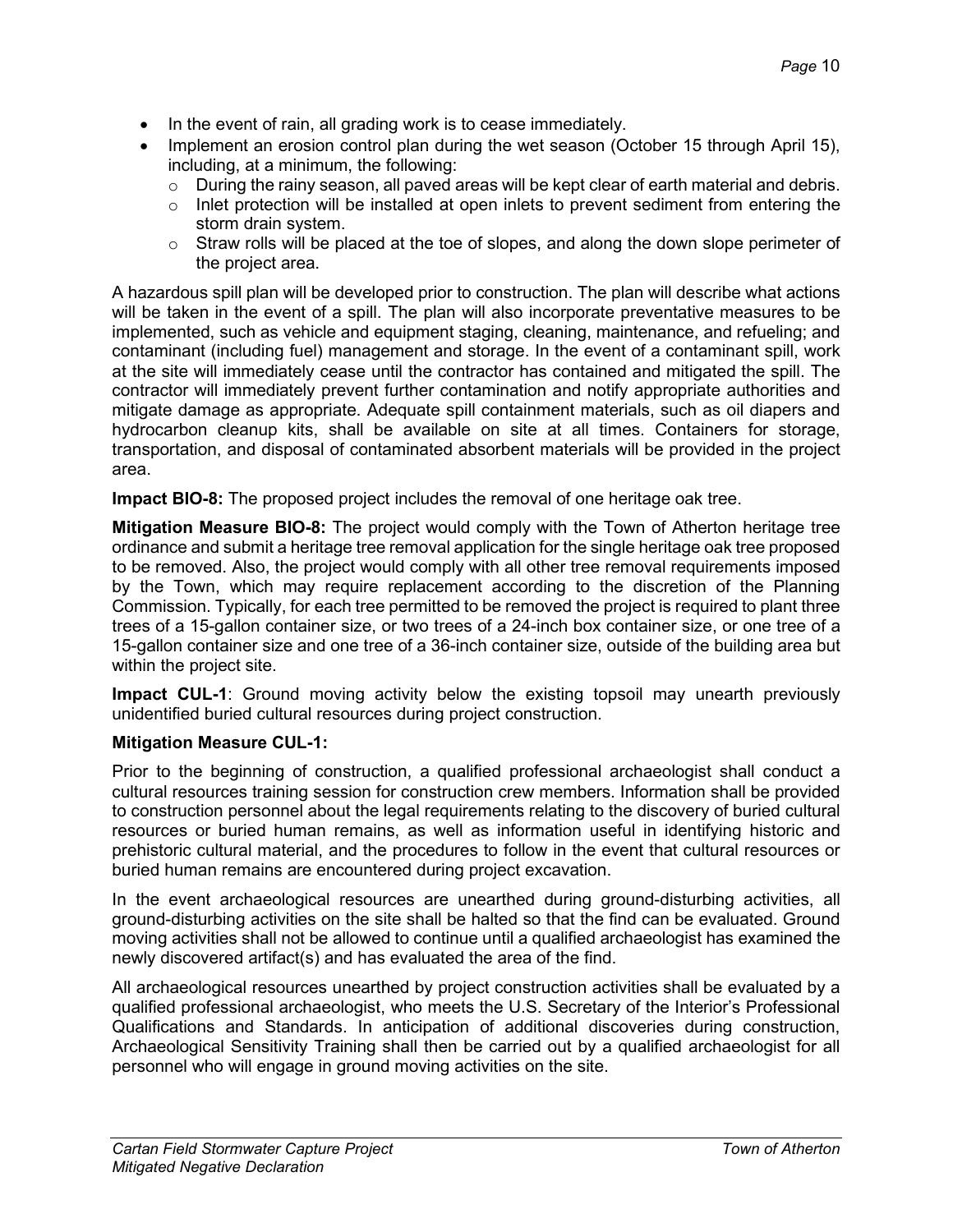- In the event of rain, all grading work is to cease immediately.
- Implement an erosion control plan during the wet season (October 15 through April 15), including, at a minimum, the following:
  - During the rainy season, all paved areas will be kept clear of earth material and debris.
  - Inlet protection will be installed at open inlets to prevent sediment from entering the storm drain system.
  - Straw rolls will be placed at the toe of slopes, and along the down slope perimeter of the project area.

A hazardous spill plan will be developed prior to construction. The plan will describe what actions will be taken in the event of a spill. The plan will also incorporate preventative measures to be implemented, such as vehicle and equipment staging, cleaning, maintenance, and refueling; and contaminant (including fuel) management and storage. In the event of a contaminant spill, work at the site will immediately cease until the contractor has contained and mitigated the spill. The contractor will immediately prevent further contamination and notify appropriate authorities and mitigate damage as appropriate. Adequate spill containment materials, such as oil diapers and hydrocarbon cleanup kits, shall be available on site at all times. Containers for storage, transportation, and disposal of contaminated absorbent materials will be provided in the project area.

**Impact BIO-8:** The proposed project includes the removal of one heritage oak tree.

**Mitigation Measure BIO-8:** The project would comply with the Town of Atherton heritage tree ordinance and submit a heritage tree removal application for the single heritage oak tree proposed to be removed. Also, the project would comply with all other tree removal requirements imposed by the Town, which may require replacement according to the discretion of the Planning Commission. Typically, for each tree permitted to be removed the project is required to plant three trees of a 15-gallon container size, or two trees of a 24-inch box container size, or one tree of a 15-gallon container size and one tree of a 36-inch container size, outside of the building area but within the project site.

**Impact CUL-1**: Ground moving activity below the existing topsoil may unearth previously unidentified buried cultural resources during project construction.

**Mitigation Measure CUL-1:**

Prior to the beginning of construction, a qualified professional archaeologist shall conduct a cultural resources training session for construction crew members. Information shall be provided to construction personnel about the legal requirements relating to the discovery of buried cultural resources or buried human remains, as well as information useful in identifying historic and prehistoric cultural material, and the procedures to follow in the event that cultural resources or buried human remains are encountered during project excavation.

In the event archaeological resources are unearthed during ground-disturbing activities, all ground-disturbing activities on the site shall be halted so that the find can be evaluated. Ground moving activities shall not be allowed to continue until a qualified archaeologist has examined the newly discovered artifact(s) and has evaluated the area of the find.

All archaeological resources unearthed by project construction activities shall be evaluated by a qualified professional archaeologist, who meets the U.S. Secretary of the Interior's Professional Qualifications and Standards. In anticipation of additional discoveries during construction, Archaeological Sensitivity Training shall then be carried out by a qualified archaeologist for all personnel who will engage in ground moving activities on the site.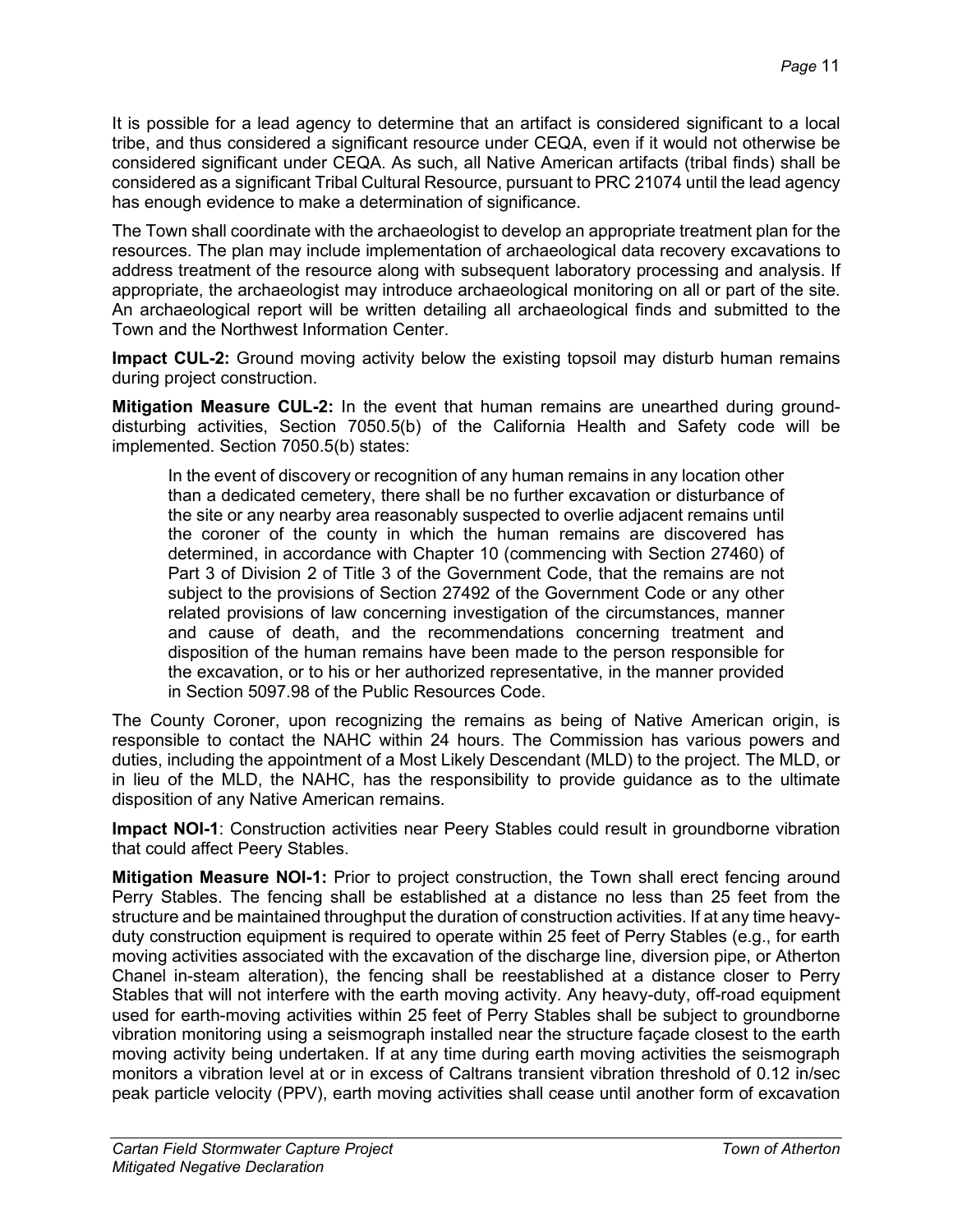It is possible for a lead agency to determine that an artifact is considered significant to a local tribe, and thus considered a significant resource under CEQA, even if it would not otherwise be considered significant under CEQA. As such, all Native American artifacts (tribal finds) shall be considered as a significant Tribal Cultural Resource, pursuant to PRC 21074 until the lead agency has enough evidence to make a determination of significance.

The Town shall coordinate with the archaeologist to develop an appropriate treatment plan for the resources. The plan may include implementation of archaeological data recovery excavations to address treatment of the resource along with subsequent laboratory processing and analysis. If appropriate, the archaeologist may introduce archaeological monitoring on all or part of the site. An archaeological report will be written detailing all archaeological finds and submitted to the Town and the Northwest Information Center.

**Impact CUL-2:** Ground moving activity below the existing topsoil may disturb human remains during project construction.

**Mitigation Measure CUL-2:** In the event that human remains are unearthed during ground-disturbing activities, Section 7050.5(b) of the California Health and Safety code will be implemented. Section 7050.5(b) states:

> In the event of discovery or recognition of any human remains in any location other than a dedicated cemetery, there shall be no further excavation or disturbance of the site or any nearby area reasonably suspected to overlie adjacent remains until the coroner of the county in which the human remains are discovered has determined, in accordance with Chapter 10 (commencing with Section 27460) of Part 3 of Division 2 of Title 3 of the Government Code, that the remains are not subject to the provisions of Section 27492 of the Government Code or any other related provisions of law concerning investigation of the circumstances, manner and cause of death, and the recommendations concerning treatment and disposition of the human remains have been made to the person responsible for the excavation, or to his or her authorized representative, in the manner provided in Section 5097.98 of the Public Resources Code.

The County Coroner, upon recognizing the remains as being of Native American origin, is responsible to contact the NAHC within 24 hours. The Commission has various powers and duties, including the appointment of a Most Likely Descendant (MLD) to the project. The MLD, or in lieu of the MLD, the NAHC, has the responsibility to provide guidance as to the ultimate disposition of any Native American remains.

**Impact NOI-1**: Construction activities near Peery Stables could result in groundborne vibration that could affect Peery Stables.

**Mitigation Measure NOI-1:** Prior to project construction, the Town shall erect fencing around Perry Stables. The fencing shall be established at a distance no less than 25 feet from the structure and be maintained throughput the duration of construction activities. If at any time heavy-duty construction equipment is required to operate within 25 feet of Perry Stables (e.g., for earth moving activities associated with the excavation of the discharge line, diversion pipe, or Atherton Chanel in-steam alteration), the fencing shall be reestablished at a distance closer to Perry Stables that will not interfere with the earth moving activity. Any heavy-duty, off-road equipment used for earth-moving activities within 25 feet of Perry Stables shall be subject to groundborne vibration monitoring using a seismograph installed near the structure façade closest to the earth moving activity being undertaken. If at any time during earth moving activities the seismograph monitors a vibration level at or in excess of Caltrans transient vibration threshold of 0.12 in/sec peak particle velocity (PPV), earth moving activities shall cease until another form of excavation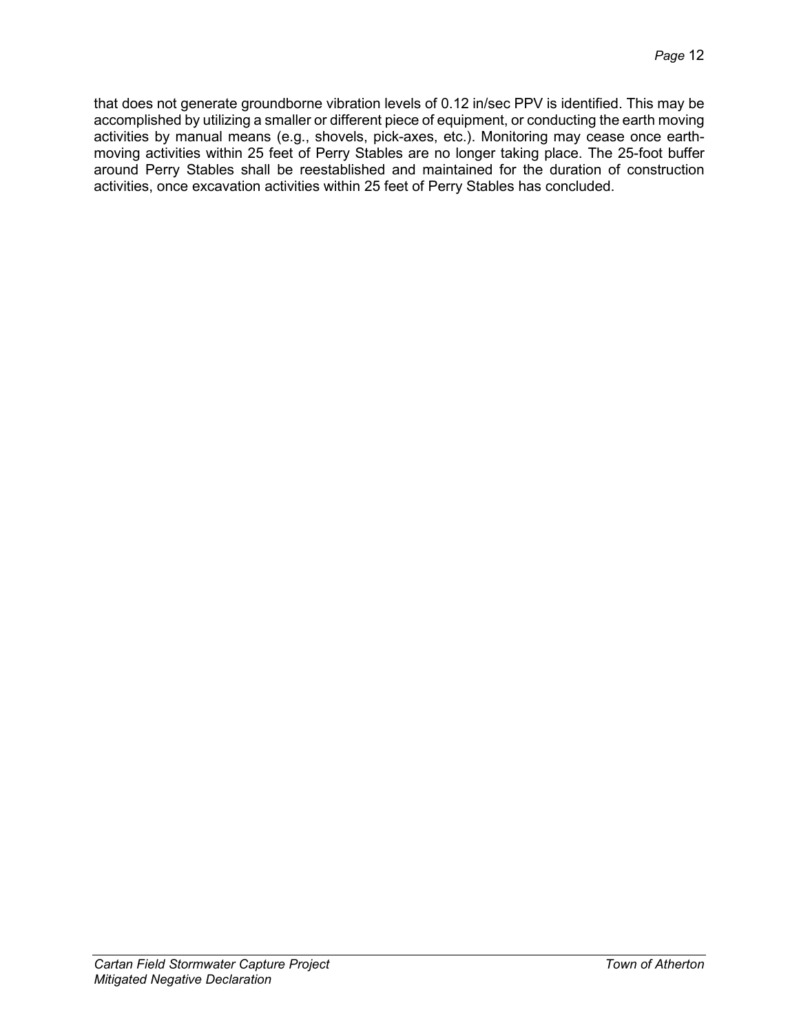that does not generate groundborne vibration levels of 0.12 in/sec PPV is identified. This may be accomplished by utilizing a smaller or different piece of equipment, or conducting the earth moving activities by manual means (e.g., shovels, pick-axes, etc.). Monitoring may cease once earth-moving activities within 25 feet of Perry Stables are no longer taking place. The 25-foot buffer around Perry Stables shall be reestablished and maintained for the duration of construction activities, once excavation activities within 25 feet of Perry Stables has concluded.